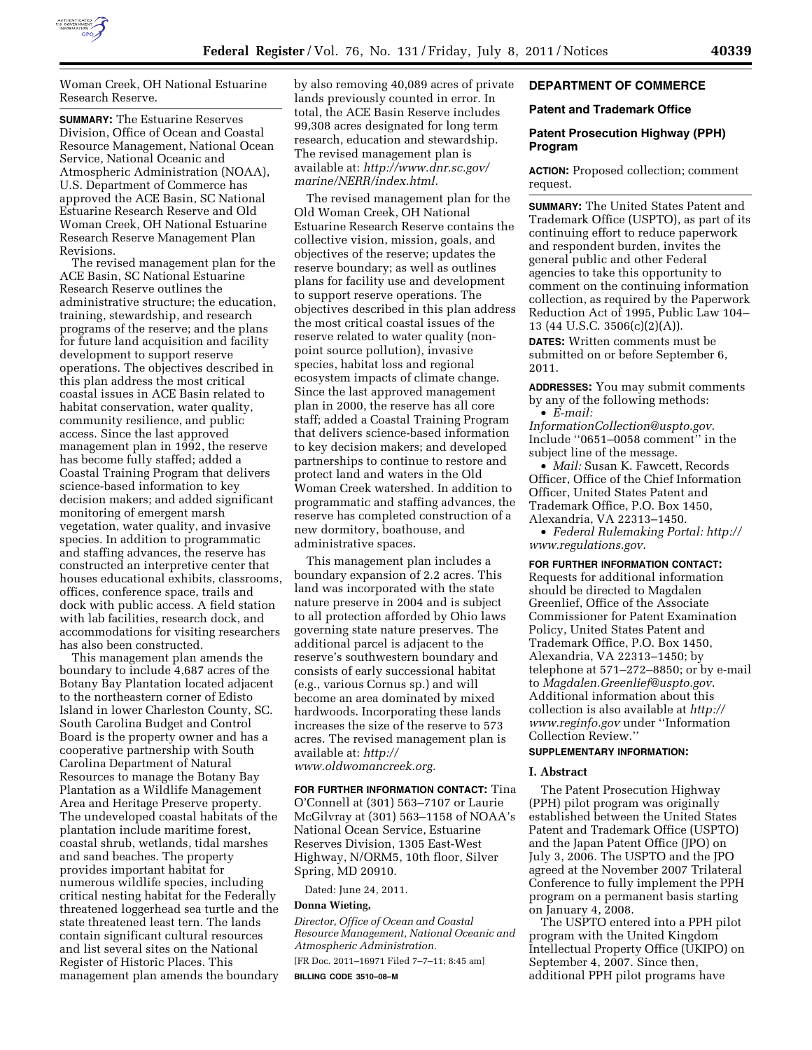Woman Creek, OH National Estuarine Research Reserve.

**SUMMARY:** The Estuarine Reserves Division, Office of Ocean and Coastal Resource Management, National Ocean Service, National Oceanic and Atmospheric Administration (NOAA), U.S. Department of Commerce has approved the ACE Basin, SC National Estuarine Research Reserve and Old Woman Creek, OH National Estuarine Research Reserve Management Plan Revisions.

The revised management plan for the ACE Basin, SC National Estuarine Research Reserve outlines the administrative structure; the education, training, stewardship, and research programs of the reserve; and the plans for future land acquisition and facility development to support reserve operations. The objectives described in this plan address the most critical coastal issues in ACE Basin related to habitat conservation, water quality, community resilience, and public access. Since the last approved management plan in 1992, the reserve has become fully staffed; added a Coastal Training Program that delivers science-based information to key decision makers; and added significant monitoring of emergent marsh vegetation, water quality, and invasive species. In addition to programmatic and staffing advances, the reserve has constructed an interpretive center that houses educational exhibits, classrooms, offices, conference space, trails and dock with public access. A field station with lab facilities, research dock, and accommodations for visiting researchers has also been constructed.

This management plan amends the boundary to include 4,687 acres of the Botany Bay Plantation located adjacent to the northeastern corner of Edisto Island in lower Charleston County, SC. South Carolina Budget and Control Board is the property owner and has a cooperative partnership with South Carolina Department of Natural Resources to manage the Botany Bay Plantation as a Wildlife Management Area and Heritage Preserve property. The undeveloped coastal habitats of the plantation include maritime forest, coastal shrub, wetlands, tidal marshes and sand beaches. The property provides important habitat for numerous wildlife species, including critical nesting habitat for the Federally threatened loggerhead sea turtle and the state threatened least tern. The lands contain significant cultural resources and list several sites on the National Register of Historic Places. This management plan amends the boundary by also removing 40,089 acres of private lands previously counted in error. In total, the ACE Basin Reserve includes 99,308 acres designated for long term research, education and stewardship. The revised management plan is available at: *http://www.dnr.sc.gov/marine/NERR/index.html.*

The revised management plan for the Old Woman Creek, OH National Estuarine Research Reserve contains the collective vision, mission, goals, and objectives of the reserve; updates the reserve boundary; as well as outlines plans for facility use and development to support reserve operations. The objectives described in this plan address the most critical coastal issues of the reserve related to water quality (non-point source pollution), invasive species, habitat loss and regional ecosystem impacts of climate change. Since the last approved management plan in 2000, the reserve has all core staff; added a Coastal Training Program that delivers science-based information to key decision makers; and developed partnerships to continue to restore and protect land and waters in the Old Woman Creek watershed. In addition to programmatic and staffing advances, the reserve has completed construction of a new dormitory, boathouse, and administrative spaces.

This management plan includes a boundary expansion of 2.2 acres. This land was incorporated with the state nature preserve in 2004 and is subject to all protection afforded by Ohio laws governing state nature preserves. The additional parcel is adjacent to the reserve's southwestern boundary and consists of early successional habitat (e.g., various Cornus sp.) and will become an area dominated by mixed hardwoods. Incorporating these lands increases the size of the reserve to 573 acres. The revised management plan is available at: *http://www.oldwomancreek.org.*

**FOR FURTHER INFORMATION CONTACT:** Tina O'Connell at (301) 563–7107 or Laurie McGilvray at (301) 563–1158 of NOAA's National Ocean Service, Estuarine Reserves Division, 1305 East-West Highway, N/ORM5, 10th floor, Silver Spring, MD 20910.

Dated: June 24, 2011.

**Donna Wieting,**

*Director, Office of Ocean and Coastal Resource Management, National Oceanic and Atmospheric Administration.*

[FR Doc. 2011–16971 Filed 7–7–11; 8:45 am]

**BILLING CODE 3510–08–M**

## DEPARTMENT OF COMMERCE

### Patent and Trademark Office

### Patent Prosecution Highway (PPH) Program

**ACTION:** Proposed collection; comment request.

**SUMMARY:** The United States Patent and Trademark Office (USPTO), as part of its continuing effort to reduce paperwork and respondent burden, invites the general public and other Federal agencies to take this opportunity to comment on the continuing information collection, as required by the Paperwork Reduction Act of 1995, Public Law 104–13 (44 U.S.C. 3506(c)(2)(A)).

**DATES:** Written comments must be submitted on or before September 6, 2011.

**ADDRESSES:** You may submit comments by any of the following methods:

- *E-mail: InformationCollection@uspto.gov.* Include ''0651–0058 comment'' in the subject line of the message.
- *Mail:* Susan K. Fawcett, Records Officer, Office of the Chief Information Officer, United States Patent and Trademark Office, P.O. Box 1450, Alexandria, VA 22313–1450.
- *Federal Rulemaking Portal: http://www.regulations.gov.*

**FOR FURTHER INFORMATION CONTACT:** Requests for additional information should be directed to Magdalen Greenlief, Office of the Associate Commissioner for Patent Examination Policy, United States Patent and Trademark Office, P.O. Box 1450, Alexandria, VA 22313–1450; by telephone at 571–272–8850; or by e-mail to *Magdalen.Greenlief@uspto.gov.* Additional information about this collection is also available at *http://www.reginfo.gov* under ''Information Collection Review.''

**SUPPLEMENTARY INFORMATION:**

#### I. Abstract

The Patent Prosecution Highway (PPH) pilot program was originally established between the United States Patent and Trademark Office (USPTO) and the Japan Patent Office (JPO) on July 3, 2006. The USPTO and the JPO agreed at the November 2007 Trilateral Conference to fully implement the PPH program on a permanent basis starting on January 4, 2008.

The USPTO entered into a PPH pilot program with the United Kingdom Intellectual Property Office (UKIPO) on September 4, 2007. Since then, additional PPH pilot programs have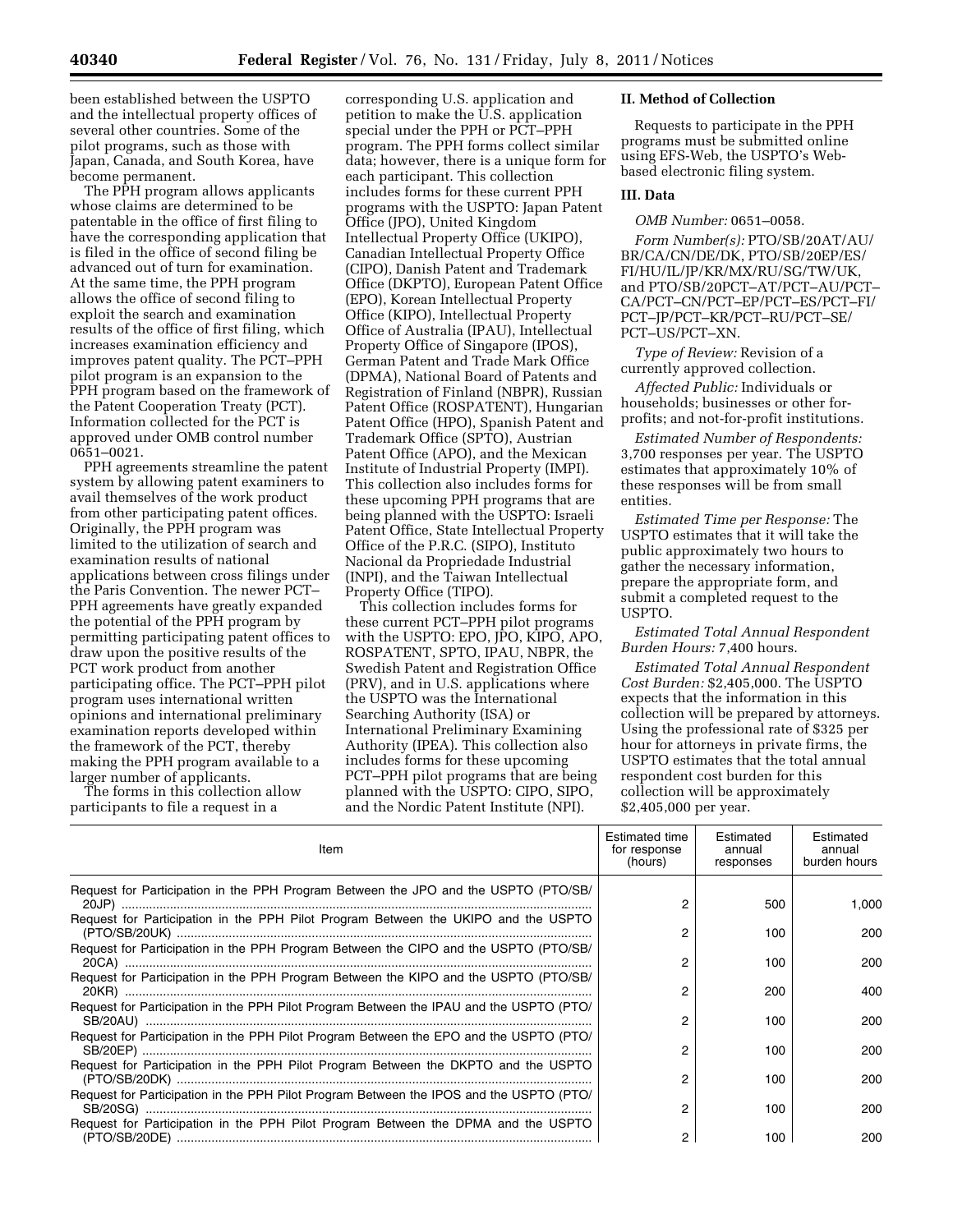been established between the USPTO and the intellectual property offices of several other countries. Some of the pilot programs, such as those with Japan, Canada, and South Korea, have become permanent.

The PPH program allows applicants whose claims are determined to be patentable in the office of first filing to have the corresponding application that is filed in the office of second filing be advanced out of turn for examination. At the same time, the PPH program allows the office of second filing to exploit the search and examination results of the office of first filing, which increases examination efficiency and improves patent quality. The PCT–PPH pilot program is an expansion to the PPH program based on the framework of the Patent Cooperation Treaty (PCT). Information collected for the PCT is approved under OMB control number 0651–0021.

PPH agreements streamline the patent system by allowing patent examiners to avail themselves of the work product from other participating patent offices. Originally, the PPH program was limited to the utilization of search and examination results of national applications between cross filings under the Paris Convention. The newer PCT–PPH agreements have greatly expanded the potential of the PPH program by permitting participating patent offices to draw upon the positive results of the PCT work product from another participating office. The PCT–PPH pilot program uses international written opinions and international preliminary examination reports developed within the framework of the PCT, thereby making the PPH program available to a larger number of applicants.

The forms in this collection allow participants to file a request in a corresponding U.S. application and petition to make the U.S. application special under the PPH or PCT–PPH program. The PPH forms collect similar data; however, there is a unique form for each participant. This collection includes forms for these current PPH programs with the USPTO: Japan Patent Office (JPO), United Kingdom Intellectual Property Office (UKIPO), Canadian Intellectual Property Office (CIPO), Danish Patent and Trademark Office (DKPTO), European Patent Office (EPO), Korean Intellectual Property Office (KIPO), Intellectual Property Office of Australia (IPAU), Intellectual Property Office of Singapore (IPOS), German Patent and Trade Mark Office (DPMA), National Board of Patents and Registration of Finland (NBPR), Russian Patent Office (ROSPATENT), Hungarian Patent Office (HPO), Spanish Patent and Trademark Office (SPTO), Austrian Patent Office (APO), and the Mexican Institute of Industrial Property (IMPI). This collection also includes forms for these upcoming PPH programs that are being planned with the USPTO: Israeli Patent Office, State Intellectual Property Office of the P.R.C. (SIPO), Instituto Nacional da Propriedade Industrial (INPI), and the Taiwan Intellectual Property Office (TIPO).

This collection includes forms for these current PCT–PPH pilot programs with the USPTO: EPO, JPO, KIPO, APO, ROSPATENT, SPTO, IPAU, NBPR, the Swedish Patent and Registration Office (PRV), and in U.S. applications where the USPTO was the International Searching Authority (ISA) or International Preliminary Examining Authority (IPEA). This collection also includes forms for these upcoming PCT–PPH pilot programs that are being planned with the USPTO: CIPO, SIPO, and the Nordic Patent Institute (NPI).

## II. Method of Collection

Requests to participate in the PPH programs must be submitted online using EFS-Web, the USPTO's Web-based electronic filing system.

## III. Data

*OMB Number:* 0651–0058.

*Form Number(s):* PTO/SB/20AT/AU/BR/CA/CN/DE/DK, PTO/SB/20EP/ES/FI/HU/IL/JP/KR/MX/RU/SG/TW/UK, and PTO/SB/20PCT–AT/PCT–AU/PCT–CA/PCT–CN/PCT–EP/PCT–ES/PCT–FI/PCT–JP/PCT–KR/PCT–RU/PCT–SE/PCT–US/PCT–XN.

*Type of Review:* Revision of a currently approved collection.

*Affected Public:* Individuals or households; businesses or other for-profits; and not-for-profit institutions.

*Estimated Number of Respondents:* 3,700 responses per year. The USPTO estimates that approximately 10% of these responses will be from small entities.

*Estimated Time per Response:* The USPTO estimates that it will take the public approximately two hours to gather the necessary information, prepare the appropriate form, and submit a completed request to the USPTO.

*Estimated Total Annual Respondent Burden Hours:* 7,400 hours.

*Estimated Total Annual Respondent Cost Burden:* $2,405,000. The USPTO expects that the information in this collection will be prepared by attorneys. Using the professional rate of $325 per hour for attorneys in private firms, the USPTO estimates that the total annual respondent cost burden for this collection will be approximately $2,405,000 per year.

| Item | Estimated time for response (hours) | Estimated annual responses | Estimated annual burden hours |
|---|---|---|---|
| Request for Participation in the PPH Program Between the JPO and the USPTO (PTO/SB/20JP) | 2 | 500 | 1,000 |
| Request for Participation in the PPH Pilot Program Between the UKIPO and the USPTO (PTO/SB/20UK) | 2 | 100 | 200 |
| Request for Participation in the PPH Program Between the CIPO and the USPTO (PTO/SB/20CA) | 2 | 100 | 200 |
| Request for Participation in the PPH Program Between the KIPO and the USPTO (PTO/SB/20KR) | 2 | 200 | 400 |
| Request for Participation in the PPH Pilot Program Between the IPAU and the USPTO (PTO/SB/20AU) | 2 | 100 | 200 |
| Request for Participation in the PPH Pilot Program Between the EPO and the USPTO (PTO/SB/20EP) | 2 | 100 | 200 |
| Request for Participation in the PPH Pilot Program Between the DKPTO and the USPTO (PTO/SB/20DK) | 2 | 100 | 200 |
| Request for Participation in the PPH Pilot Program Between the IPOS and the USPTO (PTO/SB/20SG) | 2 | 100 | 200 |
| Request for Participation in the PPH Pilot Program Between the DPMA and the USPTO (PTO/SB/20DE) | 2 | 100 | 200 |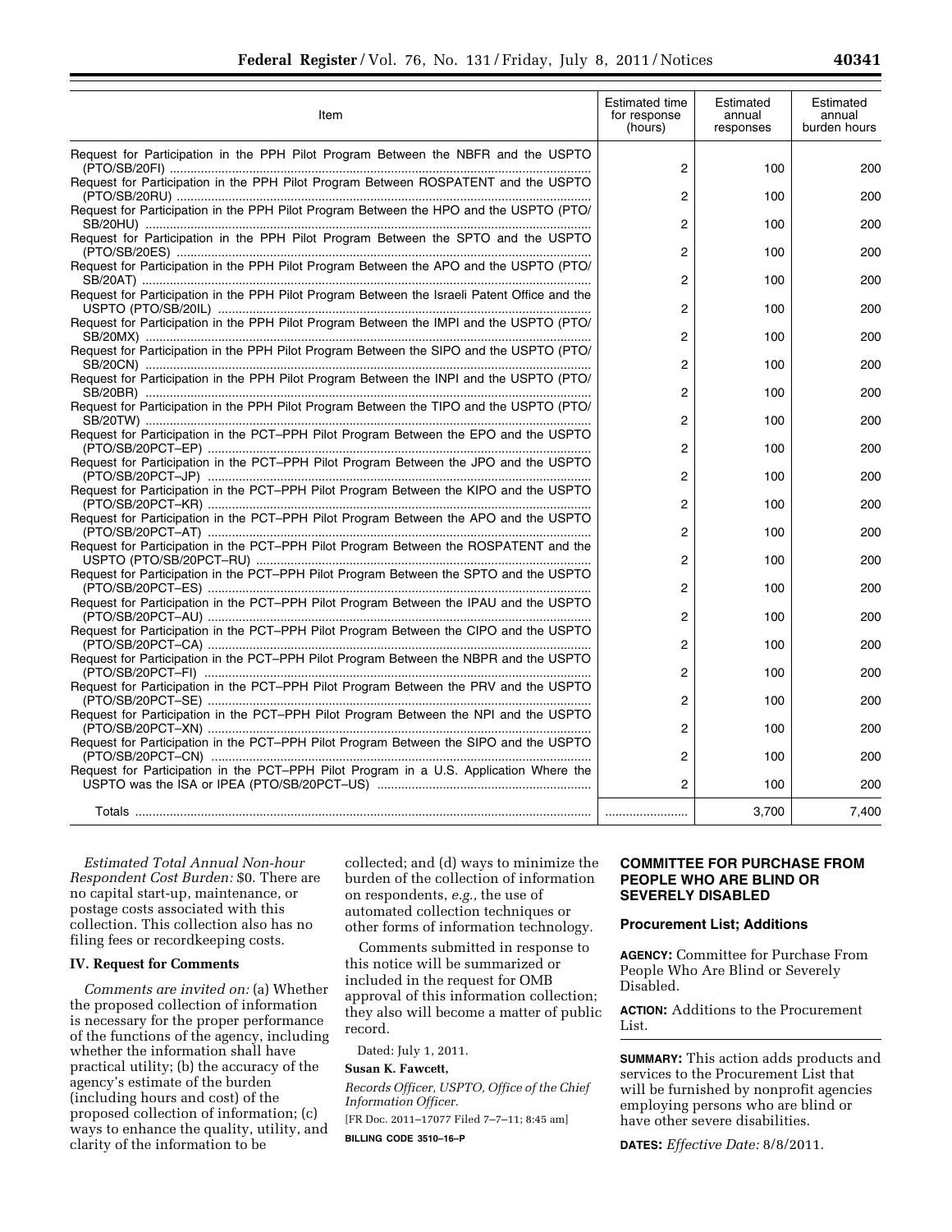| Item | Estimated time for response (hours) | Estimated annual responses | Estimated annual burden hours |
|---|---|---|---|
| Request for Participation in the PPH Pilot Program Between the NBFR and the USPTO (PTO/SB/20FI) | 2 | 100 | 200 |
| Request for Participation in the PPH Pilot Program Between ROSPATENT and the USPTO (PTO/SB/20RU) | 2 | 100 | 200 |
| Request for Participation in the PPH Pilot Program Between the HPO and the USPTO (PTO/SB/20HU) | 2 | 100 | 200 |
| Request for Participation in the PPH Pilot Program Between the SPTO and the USPTO (PTO/SB/20ES) | 2 | 100 | 200 |
| Request for Participation in the PPH Pilot Program Between the APO and the USPTO (PTO/SB/20AT) | 2 | 100 | 200 |
| Request for Participation in the PPH Pilot Program Between the Israeli Patent Office and the USPTO (PTO/SB/20IL) | 2 | 100 | 200 |
| Request for Participation in the PPH Pilot Program Between the IMPI and the USPTO (PTO/SB/20MX) | 2 | 100 | 200 |
| Request for Participation in the PPH Pilot Program Between the SIPO and the USPTO (PTO/SB/20CN) | 2 | 100 | 200 |
| Request for Participation in the PPH Pilot Program Between the INPI and the USPTO (PTO/SB/20BR) | 2 | 100 | 200 |
| Request for Participation in the PPH Pilot Program Between the TIPO and the USPTO (PTO/SB/20TW) | 2 | 100 | 200 |
| Request for Participation in the PCT–PPH Pilot Program Between the EPO and the USPTO (PTO/SB/20PCT–EP) | 2 | 100 | 200 |
| Request for Participation in the PCT–PPH Pilot Program Between the JPO and the USPTO (PTO/SB/20PCT–JP) | 2 | 100 | 200 |
| Request for Participation in the PCT–PPH Pilot Program Between the KIPO and the USPTO (PTO/SB/20PCT–KR) | 2 | 100 | 200 |
| Request for Participation in the PCT–PPH Pilot Program Between the APO and the USPTO (PTO/SB/20PCT–AT) | 2 | 100 | 200 |
| Request for Participation in the PCT–PPH Pilot Program Between the ROSPATENT and the USPTO (PTO/SB/20PCT–RU) | 2 | 100 | 200 |
| Request for Participation in the PCT–PPH Pilot Program Between the SPTO and the USPTO (PTO/SB/20PCT–ES) | 2 | 100 | 200 |
| Request for Participation in the PCT–PPH Pilot Program Between the IPAU and the USPTO (PTO/SB/20PCT–AU) | 2 | 100 | 200 |
| Request for Participation in the PCT–PPH Pilot Program Between the CIPO and the USPTO (PTO/SB/20PCT–CA) | 2 | 100 | 200 |
| Request for Participation in the PCT–PPH Pilot Program Between the NBPR and the USPTO (PTO/SB/20PCT–FI) | 2 | 100 | 200 |
| Request for Participation in the PCT–PPH Pilot Program Between the PRV and the USPTO (PTO/SB/20PCT–SE) | 2 | 100 | 200 |
| Request for Participation in the PCT–PPH Pilot Program Between the NPI and the USPTO (PTO/SB/20PCT–XN) | 2 | 100 | 200 |
| Request for Participation in the PCT–PPH Pilot Program Between the SIPO and the USPTO (PTO/SB/20PCT–CN) | 2 | 100 | 200 |
| Request for Participation in the PCT–PPH Pilot Program in a U.S. Application Where the USPTO was the ISA or IPEA (PTO/SB/20PCT–US) | 2 | 100 | 200 |
| Totals | ........................ | 3,700 | 7,400 |

*Estimated Total Annual Non-hour Respondent Cost Burden:* $0. There are no capital start-up, maintenance, or postage costs associated with this collection. This collection also has no filing fees or recordkeeping costs.

### IV. Request for Comments

*Comments are invited on:* (a) Whether the proposed collection of information is necessary for the proper performance of the functions of the agency, including whether the information shall have practical utility; (b) the accuracy of the agency's estimate of the burden (including hours and cost) of the proposed collection of information; (c) ways to enhance the quality, utility, and clarity of the information to be collected; and (d) ways to minimize the burden of the collection of information on respondents, *e.g.,* the use of automated collection techniques or other forms of information technology.

Comments submitted in response to this notice will be summarized or included in the request for OMB approval of this information collection; they also will become a matter of public record.

Dated: July 1, 2011.

**Susan K. Fawcett,**

*Records Officer, USPTO, Office of the Chief Information Officer.*

[FR Doc. 2011–17077 Filed 7–7–11; 8:45 am]

**BILLING CODE 3510–16–P**

## COMMITTEE FOR PURCHASE FROM PEOPLE WHO ARE BLIND OR SEVERELY DISABLED

### Procurement List; Additions

**AGENCY:** Committee for Purchase From People Who Are Blind or Severely Disabled.

**ACTION:** Additions to the Procurement List.

**SUMMARY:** This action adds products and services to the Procurement List that will be furnished by nonprofit agencies employing persons who are blind or have other severe disabilities.

**DATES:** *Effective Date:* 8/8/2011.